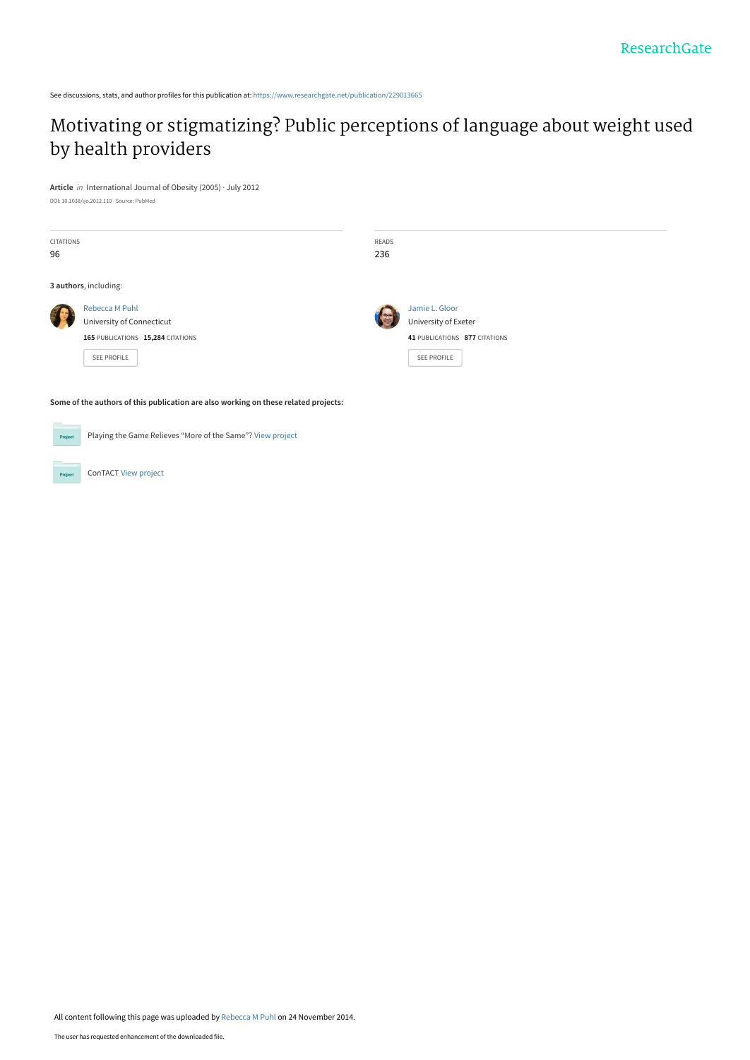See discussions, stats, and author profiles for this publication at: https://www.researchgate.net/publication/229013665

# Motivating or stigmatizing? Public perceptions of language about weight used by health providers

**Article** *in* International Journal of Obesity (2005) · July 2012

DOI: 10.1038/ijo.2012.110 · Source: PubMed

| CITATIONS | READS |
|---|---|
| 96 | 236 |

**3 authors**, including:

Rebecca M Puhl
University of Connecticut
**165** PUBLICATIONS **15,284** CITATIONS

SEE PROFILE

Jamie L. Gloor
University of Exeter
**41** PUBLICATIONS **877** CITATIONS

SEE PROFILE

**Some of the authors of this publication are also working on these related projects:**

Playing the Game Relieves "More of the Same"? View project

ConTACT View project

All content following this page was uploaded by Rebecca M Puhl on 24 November 2014.

The user has requested enhancement of the downloaded file.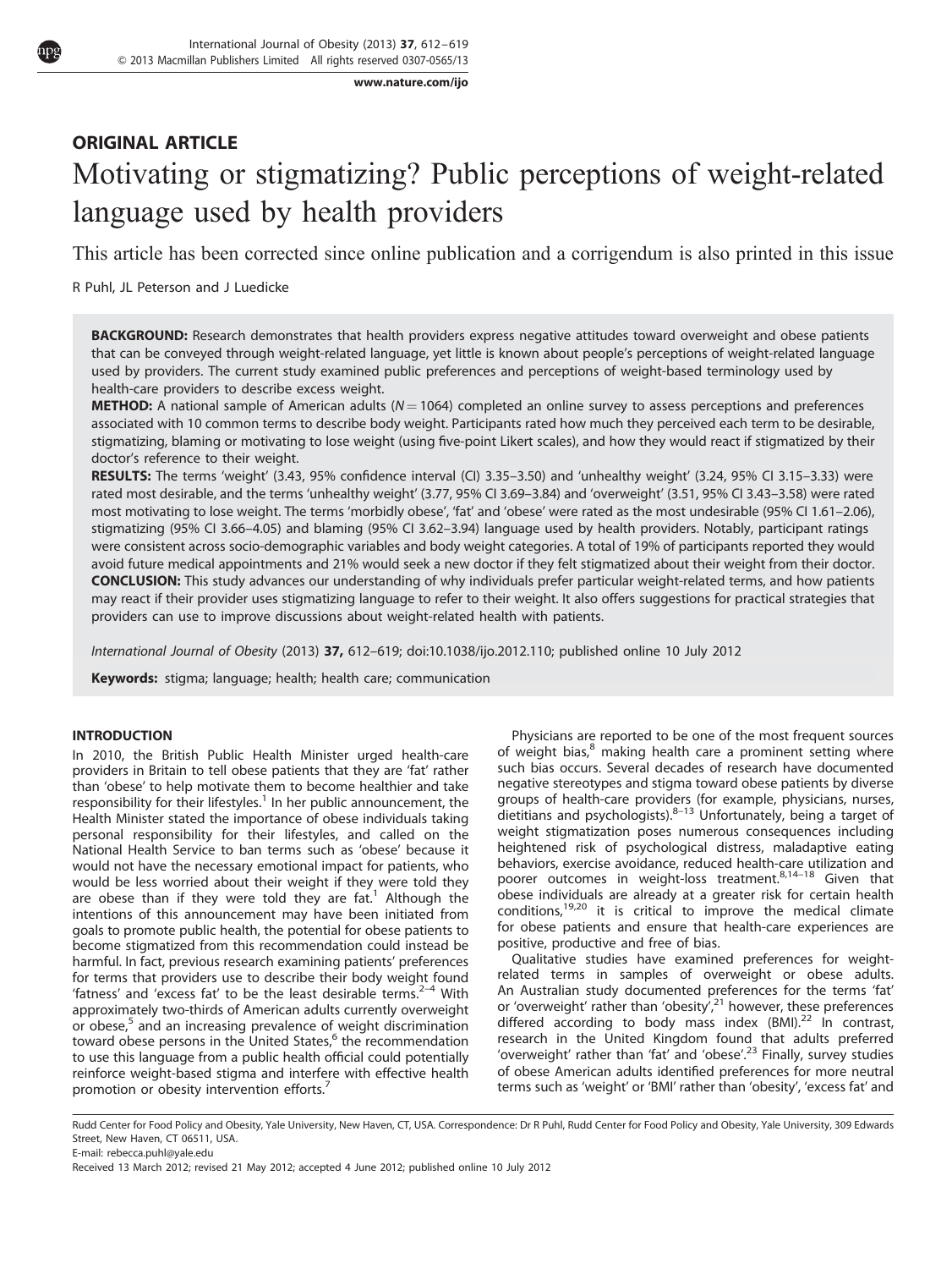## ORIGINAL ARTICLE

# Motivating or stigmatizing? Public perceptions of weight-related language used by health providers

This article has been corrected since online publication and a corrigendum is also printed in this issue

R Puhl, JL Peterson and J Luedicke

**BACKGROUND:** Research demonstrates that health providers express negative attitudes toward overweight and obese patients that can be conveyed through weight-related language, yet little is known about people's perceptions of weight-related language used by providers. The current study examined public preferences and perceptions of weight-based terminology used by health-care providers to describe excess weight.

**METHOD:** A national sample of American adults ($N = 1064$) completed an online survey to assess perceptions and preferences associated with 10 common terms to describe body weight. Participants rated how much they perceived each term to be desirable, stigmatizing, blaming or motivating to lose weight (using five-point Likert scales), and how they would react if stigmatized by their doctor's reference to their weight.

**RESULTS:** The terms 'weight' (3.43, 95% confidence interval (CI) 3.35–3.50) and 'unhealthy weight' (3.24, 95% CI 3.15–3.33) were rated most desirable, and the terms 'unhealthy weight' (3.77, 95% CI 3.69–3.84) and 'overweight' (3.51, 95% CI 3.43–3.58) were rated most motivating to lose weight. The terms 'morbidly obese', 'fat' and 'obese' were rated as the most undesirable (95% CI 1.61–2.06), stigmatizing (95% CI 3.66–4.05) and blaming (95% CI 3.62–3.94) language used by health providers. Notably, participant ratings were consistent across socio-demographic variables and body weight categories. A total of 19% of participants reported they would avoid future medical appointments and 21% would seek a new doctor if they felt stigmatized about their weight from their doctor.

**CONCLUSION:** This study advances our understanding of why individuals prefer particular weight-related terms, and how patients may react if their provider uses stigmatizing language to refer to their weight. It also offers suggestions for practical strategies that providers can use to improve discussions about weight-related health with patients.

*International Journal of Obesity* (2013) **37,** 612–619; doi:10.1038/ijo.2012.110; published online 10 July 2012

**Keywords:** stigma; language; health; health care; communication

## INTRODUCTION

In 2010, the British Public Health Minister urged health-care providers in Britain to tell obese patients that they are 'fat' rather than 'obese' to help motivate them to become healthier and take responsibility for their lifestyles.[1] In her public announcement, the Health Minister stated the importance of obese individuals taking personal responsibility for their lifestyles, and called on the National Health Service to ban terms such as 'obese' because it would not have the necessary emotional impact for patients, who would be less worried about their weight if they were told they are obese than if they were told they are fat.[1] Although the intentions of this announcement may have been initiated from goals to promote public health, the potential for obese patients to become stigmatized from this recommendation could instead be harmful. In fact, previous research examining patients' preferences for terms that providers use to describe their body weight found 'fatness' and 'excess fat' to be the least desirable terms.[2–4] With approximately two-thirds of American adults currently overweight or obese,[5] and an increasing prevalence of weight discrimination toward obese persons in the United States,[6] the recommendation to use this language from a public health official could potentially reinforce weight-based stigma and interfere with effective health promotion or obesity intervention efforts.[7]

Physicians are reported to be one of the most frequent sources of weight bias,[8] making health care a prominent setting where such bias occurs. Several decades of research have documented negative stereotypes and stigma toward obese patients by diverse groups of health-care providers (for example, physicians, nurses, dietitians and psychologists).[8–13] Unfortunately, being a target of weight stigmatization poses numerous consequences including heightened risk of psychological distress, maladaptive eating behaviors, exercise avoidance, reduced health-care utilization and poorer outcomes in weight-loss treatment.[8,14–18] Given that obese individuals are already at a greater risk for certain health conditions,[19,20] it is critical to improve the medical climate for obese patients and ensure that health-care experiences are positive, productive and free of bias.

Qualitative studies have examined preferences for weight-related terms in samples of overweight or obese adults. An Australian study documented preferences for the terms 'fat' or 'overweight' rather than 'obesity',[21] however, these preferences differed according to body mass index (BMI).[22] In contrast, research in the United Kingdom found that adults preferred 'overweight' rather than 'fat' and 'obese'.[23] Finally, survey studies of obese American adults identified preferences for more neutral terms such as 'weight' or 'BMI' rather than 'obesity', 'excess fat' and

Rudd Center for Food Policy and Obesity, Yale University, New Haven, CT, USA. Correspondence: Dr R Puhl, Rudd Center for Food Policy and Obesity, Yale University, 309 Edwards Street, New Haven, CT 06511, USA.
E-mail: rebecca.puhl@yale.edu
Received 13 March 2012; revised 21 May 2012; accepted 4 June 2012; published online 10 July 2012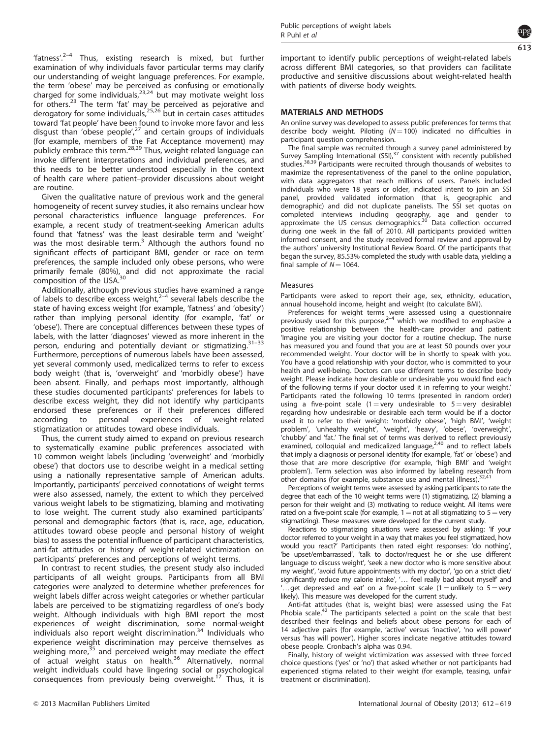'fatness'.[2–4] Thus, existing research is mixed, but further examination of why individuals favor particular terms may clarify our understanding of weight language preferences. For example, the term 'obese' may be perceived as confusing or emotionally charged for some individuals,[23,24] but may motivate weight loss for others.[23] The term 'fat' may be perceived as pejorative and derogatory for some individuals,[25,26] but in certain cases attitudes toward 'fat people' have been found to invoke more favor and less disgust than 'obese people',[27] and certain groups of individuals (for example, members of the Fat Acceptance movement) may publicly embrace this term.[28,29] Thus, weight-related language can invoke different interpretations and individual preferences, and this needs to be better understood especially in the context of health care where patient–provider discussions about weight are routine.

Given the qualitative nature of previous work and the general homogeneity of recent survey studies, it also remains unclear how personal characteristics influence language preferences. For example, a recent study of treatment-seeking American adults found that 'fatness' was the least desirable term and 'weight' was the most desirable term.[3] Although the authors found no significant effects of participant BMI, gender or race on term preferences, the sample included only obese persons, who were primarily female (80%), and did not approximate the racial composition of the USA.[30]

Additionally, although previous studies have examined a range of labels to describe excess weight,[2–4] several labels describe the state of having excess weight (for example, 'fatness' and 'obesity') rather than implying personal identity (for example, 'fat' or 'obese'). There are conceptual differences between these types of labels, with the latter 'diagnoses' viewed as more inherent in the person, enduring and potentially deviant or stigmatizing.[31–33] Furthermore, perceptions of numerous labels have been assessed, yet several commonly used, medicalized terms to refer to excess body weight (that is, 'overweight' and 'morbidly obese') have been absent. Finally, and perhaps most importantly, although these studies documented participants' preferences for labels to describe excess weight, they did not identify why participants endorsed these preferences or if their preferences differed according to personal experiences of weight-related stigmatization or attitudes toward obese individuals.

Thus, the current study aimed to expand on previous research to systematically examine public preferences associated with 10 common weight labels (including 'overweight' and 'morbidly obese') that doctors use to describe weight in a medical setting using a nationally representative sample of American adults. Importantly, participants' perceived connotations of weight terms were also assessed, namely, the extent to which they perceived various weight labels to be stigmatizing, blaming and motivating to lose weight. The current study also examined participants' personal and demographic factors (that is, race, age, education, attitudes toward obese people and personal history of weight bias) to assess the potential influence of participant characteristics, anti-fat attitudes or history of weight-related victimization on participants' preferences and perceptions of weight terms.

In contrast to recent studies, the present study also included participants of all weight groups. Participants from all BMI categories were analyzed to determine whether preferences for weight labels differ across weight categories or whether particular labels are perceived to be stigmatizing regardless of one's body weight. Although individuals with high BMI report the most experiences of weight discrimination, some normal-weight individuals also report weight discrimination.[34] Individuals who experience weight discrimination may perceive themselves as weighing more,[35] and perceived weight may mediate the effect of actual weight status on health.[36] Alternatively, normal weight individuals could have lingering social or psychological consequences from previously being overweight.[17] Thus, it is important to identify public perceptions of weight-related labels across different BMI categories, so that providers can facilitate productive and sensitive discussions about weight-related health with patients of diverse body weights.

## MATERIALS AND METHODS

An online survey was developed to assess public preferences for terms that describe body weight. Piloting ($N = 100$) indicated no difficulties in participant question comprehension.

The final sample was recruited through a survey panel administered by Survey Sampling International (SSI),[37] consistent with recently published studies.[38,39] Participants were recruited through thousands of websites to maximize the representativeness of the panel to the online population, with data aggregators that reach millions of users. Panels included individuals who were 18 years or older, indicated intent to join an SSI panel, provided validated information (that is, geographic and demographic) and did not duplicate panelists. The SSI set quotas on completed interviews including geography, age and gender to approximate the US census demographics.[30] Data collection occurred during one week in the fall of 2010. All participants provided written informed consent, and the study received formal review and approval by the authors' university Institutional Review Board. Of the participants that began the survey, 85.53% completed the study with usable data, yielding a final sample of $N = 1064$.

### Measures

Participants were asked to report their age, sex, ethnicity, education, annual household income, height and weight (to calculate BMI).

Preferences for weight terms were assessed using a questionnaire previously used for this purpose,[2–4] which we modified to emphasize a positive relationship between the health-care provider and patient: 'Imagine you are visiting your doctor for a routine checkup. The nurse has measured you and found that you are at least 50 pounds over your recommended weight. Your doctor will be in shortly to speak with you. You have a good relationship with your doctor, who is committed to your health and well-being. Doctors can use different terms to describe body weight. Please indicate how desirable or undesirable you would find each of the following terms if your doctor used it in referring to your weight.' Participants rated the following 10 terms (presented in random order) using a five-point scale (1 = very undesirable to 5 = very desirable) regarding how undesirable or desirable each term would be if a doctor used it to refer to their weight: 'morbidly obese', 'high BMI', 'weight problem', 'unhealthy weight', 'weight', 'heavy', 'obese', 'overweight', 'chubby' and 'fat.' The final set of terms was derived to reflect previously examined, colloquial and medicalized language,[2,40] and to reflect labels that imply a diagnosis or personal identity (for example, 'fat' or 'obese') and those that are more descriptive (for example, 'high BMI' and 'weight problem'). Term selection was also informed by labeling research from other domains (for example, substance use and mental illness).[32,41]

Perceptions of weight terms were assessed by asking participants to rate the degree that each of the 10 weight terms were (1) stigmatizing, (2) blaming a person for their weight and (3) motivating to reduce weight. All items were rated on a five-point scale (for example, 1 = not at all stigmatizing to 5 = very stigmatizing). These measures were developed for the current study.

Reactions to stigmatizing situations were assessed by asking: 'If your doctor referred to your weight in a way that makes you feel stigmatized, how would you react?' Participants then rated eight responses: 'do nothing', 'be upset/embarrassed', 'talk to doctor/request he or she use different language to discuss weight', 'seek a new doctor who is more sensitive about my weight', 'avoid future appointments with my doctor', 'go on a strict diet/significantly reduce my calorie intake', '… feel really bad about myself' and '…get depressed and eat' on a five-point scale (1 = unlikely to 5 = very likely). This measure was developed for the current study.

Anti-fat attitudes (that is, weight bias) were assessed using the Fat Phobia scale.[42] The participants selected a point on the scale that best described their feelings and beliefs about obese persons for each of 14 adjective pairs (for example, 'active' versus 'inactive', 'no will power' versus 'has will power'). Higher scores indicate negative attitudes toward obese people. Cronbach's alpha was 0.94.

Finally, history of weight victimization was assessed with three forced choice questions ('yes' or 'no') that asked whether or not participants had experienced stigma related to their weight (for example, teasing, unfair treatment or discrimination).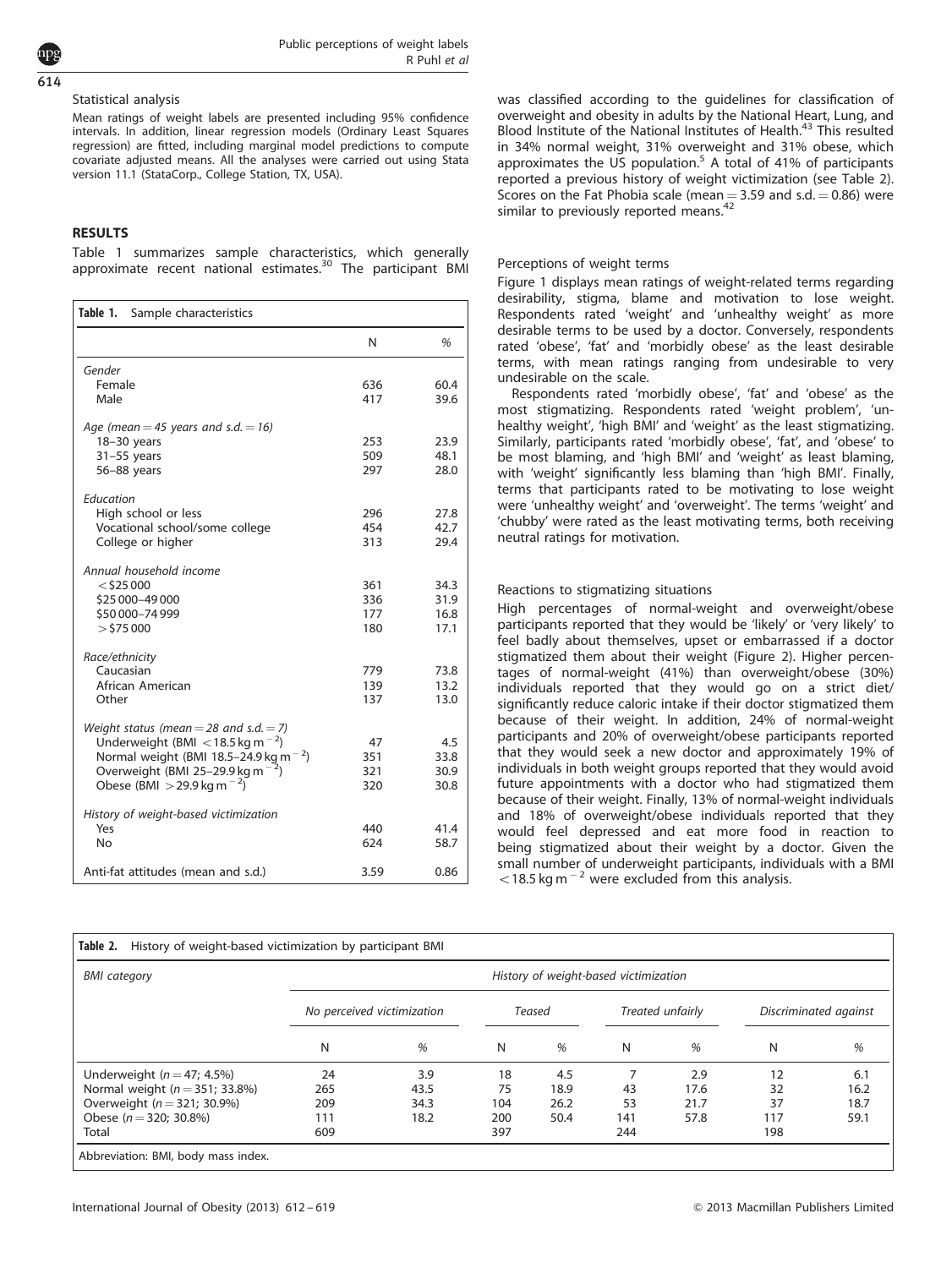### Statistical analysis

Mean ratings of weight labels are presented including 95% confidence intervals. In addition, linear regression models (Ordinary Least Squares regression) are fitted, including marginal model predictions to compute covariate adjusted means. All the analyses were carried out using Stata version 11.1 (StataCorp., College Station, TX, USA).

## RESULTS

Table 1 summarizes sample characteristics, which generally approximate recent national estimates.[30] The participant BMI was classified according to the guidelines for classification of overweight and obesity in adults by the National Heart, Lung, and Blood Institute of the National Institutes of Health.[43] This resulted in 34% normal weight, 31% overweight and 31% obese, which approximates the US population.[5] A total of 41% of participants reported a previous history of weight victimization (see Table 2). Scores on the Fat Phobia scale (mean = 3.59 and s.d. = 0.86) were similar to previously reported means.[42]

**Table 1.** Sample characteristics

| | N | % |
|---|---|---|
| *Gender* | | |
| Female | 636 | 60.4 |
| Male | 417 | 39.6 |
| *Age (mean = 45 years and s.d. = 16)* | | |
| 18–30 years | 253 | 23.9 |
| 31–55 years | 509 | 48.1 |
| 56–88 years | 297 | 28.0 |
| *Education* | | |
| High school or less | 296 | 27.8 |
| Vocational school/some college | 454 | 42.7 |
| College or higher | 313 | 29.4 |
| *Annual household income* | | |
| <$25 000 | 361 | 34.3 |
| $25 000–49 000 | 336 | 31.9 |
| $50 000–74 999 | 177 | 16.8 |
| >$75 000 | 180 | 17.1 |
| *Race/ethnicity* | | |
| Caucasian | 779 | 73.8 |
| African American | 139 | 13.2 |
| Other | 137 | 13.0 |
| *Weight status (mean = 28 and s.d. = 7)* | | |
| Underweight (BMI $<18.5\,\text{kg m}^{-2}$) | 47 | 4.5 |
| Normal weight (BMI 18.5–24.9 $\text{kg m}^{-2}$) | 351 | 33.8 |
| Overweight (BMI 25–29.9 $\text{kg m}^{-2}$) | 321 | 30.9 |
| Obese (BMI $>29.9\,\text{kg m}^{-2}$) | 320 | 30.8 |
| *History of weight-based victimization* | | |
| Yes | 440 | 41.4 |
| No | 624 | 58.7 |
| Anti-fat attitudes (mean and s.d.) | 3.59 | 0.86 |

### Perceptions of weight terms

Figure 1 displays mean ratings of weight-related terms regarding desirability, stigma, blame and motivation to lose weight. Respondents rated 'weight' and 'unhealthy weight' as more desirable terms to be used by a doctor. Conversely, respondents rated 'obese', 'fat' and 'morbidly obese' as the least desirable terms, with mean ratings ranging from undesirable to very undesirable on the scale.

Respondents rated 'morbidly obese', 'fat' and 'obese' as the most stigmatizing. Respondents rated 'weight problem', 'unhealthy weight', 'high BMI' and 'weight' as the least stigmatizing. Similarly, participants rated 'morbidly obese', 'fat', and 'obese' to be most blaming, and 'high BMI' and 'weight' as least blaming, with 'weight' significantly less blaming than 'high BMI'. Finally, terms that participants rated to be motivating to lose weight were 'unhealthy weight' and 'overweight'. The terms 'weight' and 'chubby' were rated as the least motivating terms, both receiving neutral ratings for motivation.

### Reactions to stigmatizing situations

High percentages of normal-weight and overweight/obese participants reported that they would be 'likely' or 'very likely' to feel badly about themselves, upset or embarrassed if a doctor stigmatized them about their weight (Figure 2). Higher percentages of normal-weight (41%) than overweight/obese (30%) individuals reported that they would go on a strict diet/significantly reduce caloric intake if their doctor stigmatized them because of their weight. In addition, 24% of normal-weight participants and 20% of overweight/obese participants reported that they would seek a new doctor and approximately 19% of individuals in both weight groups reported that they would avoid future appointments with a doctor who had stigmatized them because of their weight. Finally, 13% of normal-weight individuals and 18% of overweight/obese individuals reported that they would feel depressed and eat more food in reaction to being stigmatized about their weight by a doctor. Given the small number of underweight participants, individuals with a BMI $<18.5\,\text{kg m}^{-2}$ were excluded from this analysis.

**Table 2.** History of weight-based victimization by participant BMI

| *BMI category* | *History of weight-based victimization* | | | | | | | |
|---|---|---|---|---|---|---|---|---|
| | *No perceived victimization* | | *Teased* | | *Treated unfairly* | | *Discriminated against* | |
| | N | % | N | % | N | % | N | % |
| Underweight ($n = 47$; 4.5%) | 24 | 3.9 | 18 | 4.5 | 7 | 2.9 | 12 | 6.1 |
| Normal weight ($n = 351$; 33.8%) | 265 | 43.5 | 75 | 18.9 | 43 | 17.6 | 32 | 16.2 |
| Overweight ($n = 321$; 30.9%) | 209 | 34.3 | 104 | 26.2 | 53 | 21.7 | 37 | 18.7 |
| Obese ($n = 320$; 30.8%) | 111 | 18.2 | 200 | 50.4 | 141 | 57.8 | 117 | 59.1 |
| Total | 609 | | 397 | | 244 | | 198 | |

Abbreviation: BMI, body mass index.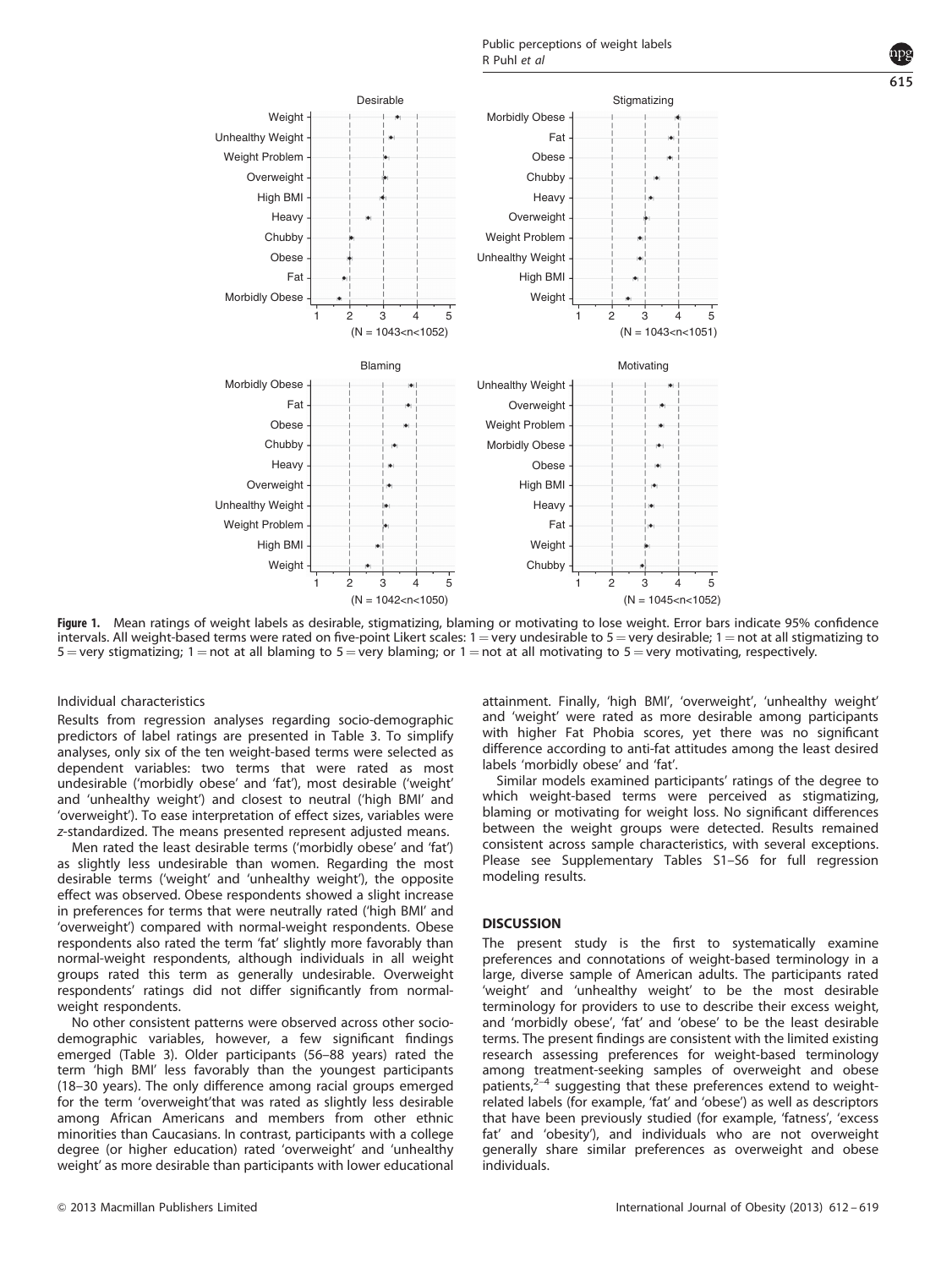**Figure 1.** Mean ratings of weight labels as desirable, stigmatizing, blaming or motivating to lose weight. Error bars indicate 95% confidence intervals. All weight-based terms were rated on five-point Likert scales: 1 = very undesirable to 5 = very desirable; 1 = not at all stigmatizing to 5 = very stigmatizing; 1 = not at all blaming to 5 = very blaming; or 1 = not at all motivating to 5 = very motivating, respectively.

Individual characteristics

Results from regression analyses regarding socio-demographic predictors of label ratings are presented in Table 3. To simplify analyses, only six of the ten weight-based terms were selected as dependent variables: two terms that were rated as most undesirable ('morbidly obese' and 'fat'), most desirable ('weight' and 'unhealthy weight') and closest to neutral ('high BMI' and 'overweight'). To ease interpretation of effect sizes, variables were *z*-standardized. The means presented represent adjusted means.

Men rated the least desirable terms ('morbidly obese' and 'fat') as slightly less undesirable than women. Regarding the most desirable terms ('weight' and 'unhealthy weight'), the opposite effect was observed. Obese respondents showed a slight increase in preferences for terms that were neutrally rated ('high BMI' and 'overweight') compared with normal-weight respondents. Obese respondents also rated the term 'fat' slightly more favorably than normal-weight respondents, although individuals in all weight groups rated this term as generally undesirable. Overweight respondents' ratings did not differ significantly from normal-weight respondents.

No other consistent patterns were observed across other socio-demographic variables, however, a few significant findings emerged (Table 3). Older participants (56–88 years) rated the term 'high BMI' less favorably than the youngest participants (18–30 years). The only difference among racial groups emerged for the term 'overweight'that was rated as slightly less desirable among African Americans and members from other ethnic minorities than Caucasians. In contrast, participants with a college degree (or higher education) rated 'overweight' and 'unhealthy weight' as more desirable than participants with lower educational attainment. Finally, 'high BMI', 'overweight', 'unhealthy weight' and 'weight' were rated as more desirable among participants with higher Fat Phobia scores, yet there was no significant difference according to anti-fat attitudes among the least desired labels 'morbidly obese' and 'fat'.

Similar models examined participants' ratings of the degree to which weight-based terms were perceived as stigmatizing, blaming or motivating for weight loss. No significant differences between the weight groups were detected. Results remained consistent across sample characteristics, with several exceptions. Please see Supplementary Tables S1–S6 for full regression modeling results.

## DISCUSSION

The present study is the first to systematically examine preferences and connotations of weight-based terminology in a large, diverse sample of American adults. The participants rated 'weight' and 'unhealthy weight' to be the most desirable terminology for providers to use to describe their excess weight, and 'morbidly obese', 'fat' and 'obese' to be the least desirable terms. The present findings are consistent with the limited existing research assessing preferences for weight-based terminology among treatment-seeking samples of overweight and obese patients,[2–4] suggesting that these preferences extend to weight-related labels (for example, 'fat' and 'obese') as well as descriptors that have been previously studied (for example, 'fatness', 'excess fat' and 'obesity'), and individuals who are not overweight generally share similar preferences as overweight and obese individuals.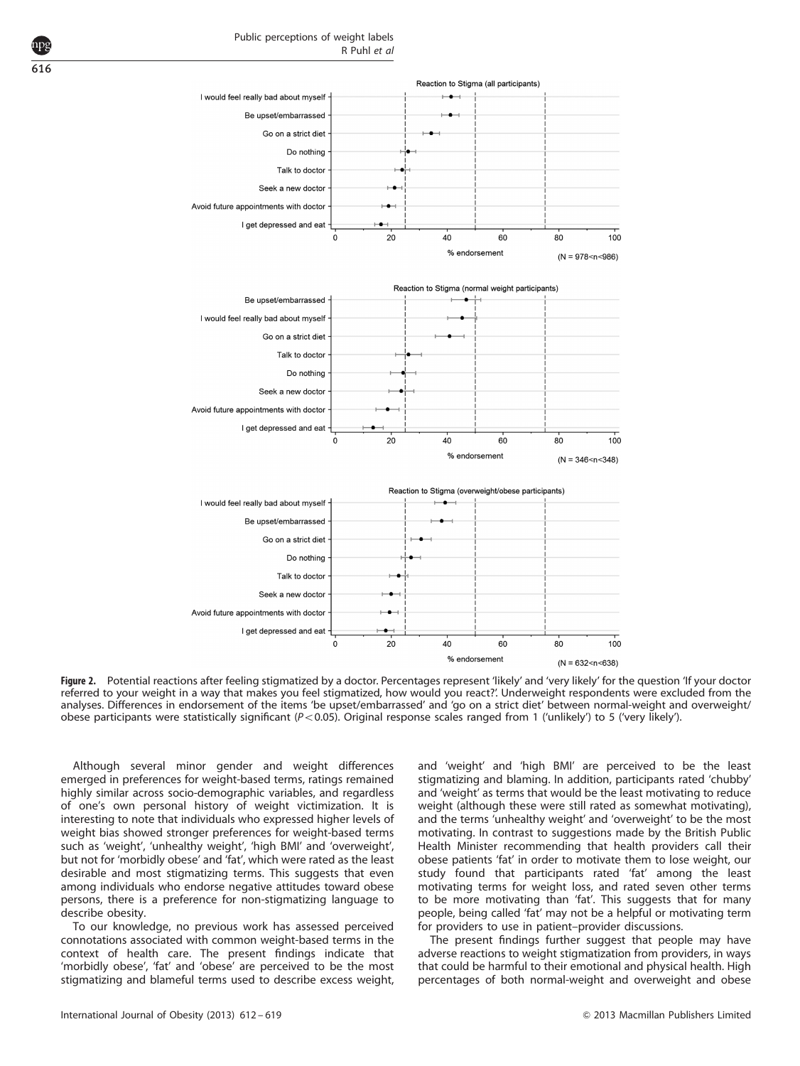**Figure 2.** Potential reactions after feeling stigmatized by a doctor. Percentages represent 'likely' and 'very likely' for the question 'If your doctor referred to your weight in a way that makes you feel stigmatized, how would you react?'. Underweight respondents were excluded from the analyses. Differences in endorsement of the items 'be upset/embarrassed' and 'go on a strict diet' between normal-weight and overweight/obese participants were statistically significant ($P < 0.05$). Original response scales ranged from 1 ('unlikely') to 5 ('very likely').

Although several minor gender and weight differences emerged in preferences for weight-based terms, ratings remained highly similar across socio-demographic variables, and regardless of one's own personal history of weight victimization. It is interesting to note that individuals who expressed higher levels of weight bias showed stronger preferences for weight-based terms such as 'weight', 'unhealthy weight', 'high BMI' and 'overweight', but not for 'morbidly obese' and 'fat', which were rated as the least desirable and most stigmatizing terms. This suggests that even among individuals who endorse negative attitudes toward obese persons, there is a preference for non-stigmatizing language to describe obesity.

To our knowledge, no previous work has assessed perceived connotations associated with common weight-based terms in the context of health care. The present findings indicate that 'morbidly obese', 'fat' and 'obese' are perceived to be the most stigmatizing and blameful terms used to describe excess weight, and 'weight' and 'high BMI' are perceived to be the least stigmatizing and blaming. In addition, participants rated 'chubby' and 'weight' as terms that would be the least motivating to reduce weight (although these were still rated as somewhat motivating), and the terms 'unhealthy weight' and 'overweight' to be the most motivating. In contrast to suggestions made by the British Public Health Minister recommending that health providers call their obese patients 'fat' in order to motivate them to lose weight, our study found that participants rated 'fat' among the least motivating terms for weight loss, and rated seven other terms to be more motivating than 'fat'. This suggests that for many people, being called 'fat' may not be a helpful or motivating term for providers to use in patient–provider discussions.

The present findings further suggest that people may have adverse reactions to weight stigmatization from providers, in ways that could be harmful to their emotional and physical health. High percentages of both normal-weight and overweight and obese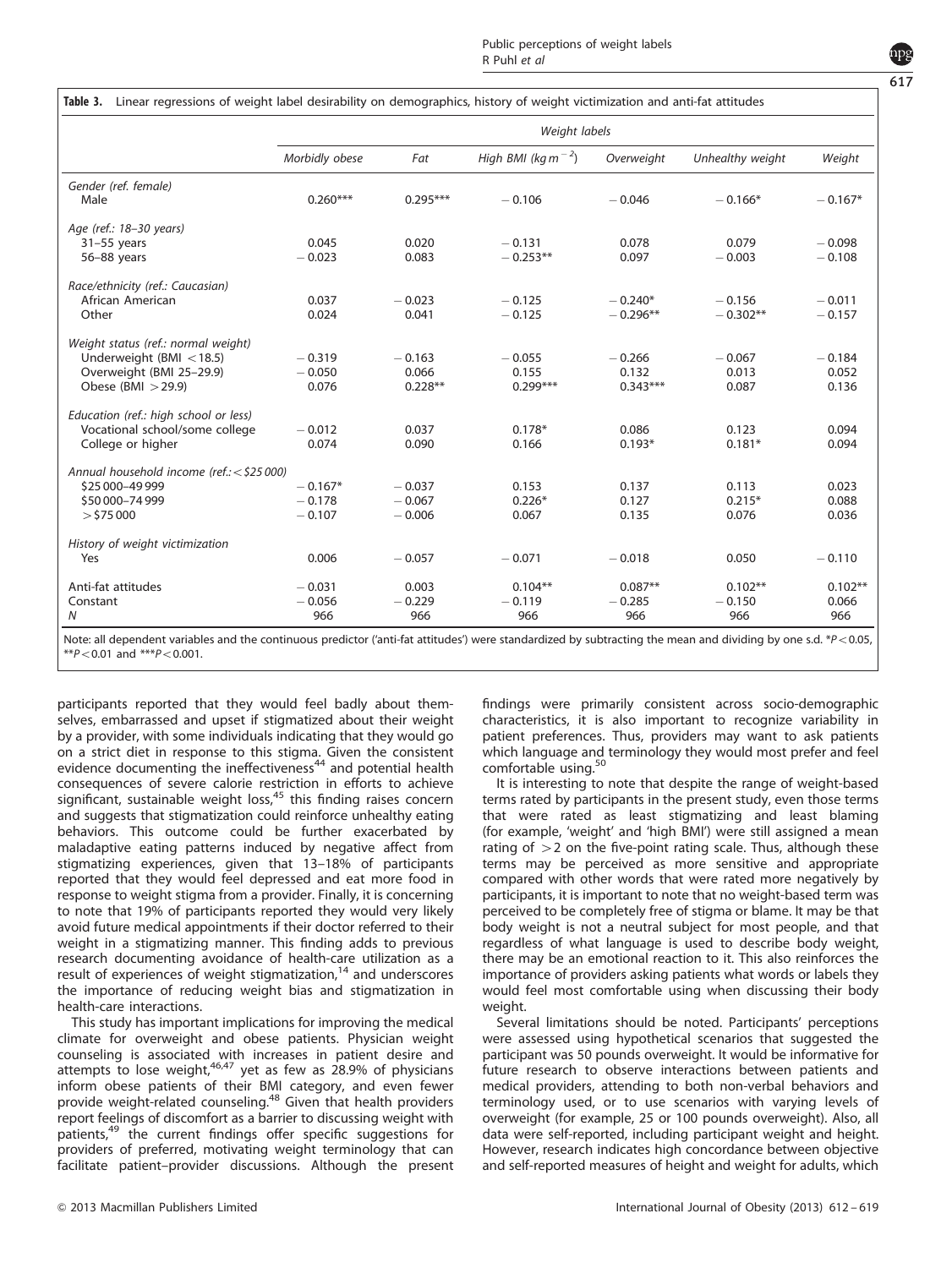**Table 3.** Linear regressions of weight label desirability on demographics, history of weight victimization and anti-fat attitudes

| | Weight labels | | | | | |
|---|---|---|---|---|---|---|
| | Morbidly obese | Fat | High BMI (kg m$^{-2}$) | Overweight | Unhealthy weight | Weight |
| *Gender (ref. female)* | | | | | | |
| Male | 0.260*** | 0.295*** | −0.106 | −0.046 | −0.166* | −0.167* |
| *Age (ref.: 18–30 years)* | | | | | | |
| 31–55 years | 0.045 | 0.020 | −0.131 | 0.078 | 0.079 | −0.098 |
| 56–88 years | −0.023 | 0.083 | −0.253** | 0.097 | −0.003 | −0.108 |
| *Race/ethnicity (ref.: Caucasian)* | | | | | | |
| African American | 0.037 | −0.023 | −0.125 | −0.240* | −0.156 | −0.011 |
| Other | 0.024 | 0.041 | −0.125 | −0.296** | −0.302** | −0.157 |
| *Weight status (ref.: normal weight)* | | | | | | |
| Underweight (BMI <18.5) | −0.319 | −0.163 | −0.055 | −0.266 | −0.067 | −0.184 |
| Overweight (BMI 25–29.9) | −0.050 | 0.066 | 0.155 | 0.132 | 0.013 | 0.052 |
| Obese (BMI >29.9) | 0.076 | 0.228** | 0.299*** | 0.343*** | 0.087 | 0.136 |
| *Education (ref.: high school or less)* | | | | | | |
| Vocational school/some college | −0.012 | 0.037 | 0.178* | 0.086 | 0.123 | 0.094 |
| College or higher | 0.074 | 0.090 | 0.166 | 0.193* | 0.181* | 0.094 |
| *Annual household income (ref.: <$25 000)* | | | | | | |
| $25 000–49 999 | −0.167* | −0.037 | 0.153 | 0.137 | 0.113 | 0.023 |
| $50 000–74 999 | −0.178 | −0.067 | 0.226* | 0.127 | 0.215* | 0.088 |
| >$75 000 | −0.107 | −0.006 | 0.067 | 0.135 | 0.076 | 0.036 |
| *History of weight victimization* | | | | | | |
| Yes | 0.006 | −0.057 | −0.071 | −0.018 | 0.050 | −0.110 |
| Anti-fat attitudes | −0.031 | 0.003 | 0.104** | 0.087** | 0.102** | 0.102** |
| Constant | −0.056 | −0.229 | −0.119 | −0.285 | −0.150 | 0.066 |
| *N* | 966 | 966 | 966 | 966 | 966 | 966 |

Note: all dependent variables and the continuous predictor ('anti-fat attitudes') were standardized by subtracting the mean and dividing by one s.d. *$P<0.05$, **$P<0.01$ and ***$P<0.001$.

participants reported that they would feel badly about themselves, embarrassed and upset if stigmatized about their weight by a provider, with some individuals indicating that they would go on a strict diet in response to this stigma. Given the consistent evidence documenting the ineffectiveness[44] and potential health consequences of severe calorie restriction in efforts to achieve significant, sustainable weight loss,[45] this finding raises concern and suggests that stigmatization could reinforce unhealthy eating behaviors. This outcome could be further exacerbated by maladaptive eating patterns induced by negative affect from stigmatizing experiences, given that 13–18% of participants reported that they would feel depressed and eat more food in response to weight stigma from a provider. Finally, it is concerning to note that 19% of participants reported they would very likely avoid future medical appointments if their doctor referred to their weight in a stigmatizing manner. This finding adds to previous research documenting avoidance of health-care utilization as a result of experiences of weight stigmatization,[14] and underscores the importance of reducing weight bias and stigmatization in health-care interactions.

This study has important implications for improving the medical climate for overweight and obese patients. Physician weight counseling is associated with increases in patient desire and attempts to lose weight,[46,47] yet as few as 28.9% of physicians inform obese patients of their BMI category, and even fewer provide weight-related counseling.[48] Given that health providers report feelings of discomfort as a barrier to discussing weight with patients,[49] the current findings offer specific suggestions for providers of preferred, motivating weight terminology that can facilitate patient–provider discussions. Although the present findings were primarily consistent across socio-demographic characteristics, it is also important to recognize variability in patient preferences. Thus, providers may want to ask patients which language and terminology they would most prefer and feel comfortable using.[50]

It is interesting to note that despite the range of weight-based terms rated by participants in the present study, even those terms that were rated as least stigmatizing and least blaming (for example, 'weight' and 'high BMI') were still assigned a mean rating of >2 on the five-point rating scale. Thus, although these terms may be perceived as more sensitive and appropriate compared with other words that were rated more negatively by participants, it is important to note that no weight-based term was perceived to be completely free of stigma or blame. It may be that body weight is not a neutral subject for most people, and that regardless of what language is used to describe body weight, there may be an emotional reaction to it. This also reinforces the importance of providers asking patients what words or labels they would feel most comfortable using when discussing their body weight.

Several limitations should be noted. Participants' perceptions were assessed using hypothetical scenarios that suggested the participant was 50 pounds overweight. It would be informative for future research to observe interactions between patients and medical providers, attending to both non-verbal behaviors and terminology used, or to use scenarios with varying levels of overweight (for example, 25 or 100 pounds overweight). Also, all data were self-reported, including participant weight and height. However, research indicates high concordance between objective and self-reported measures of height and weight for adults, which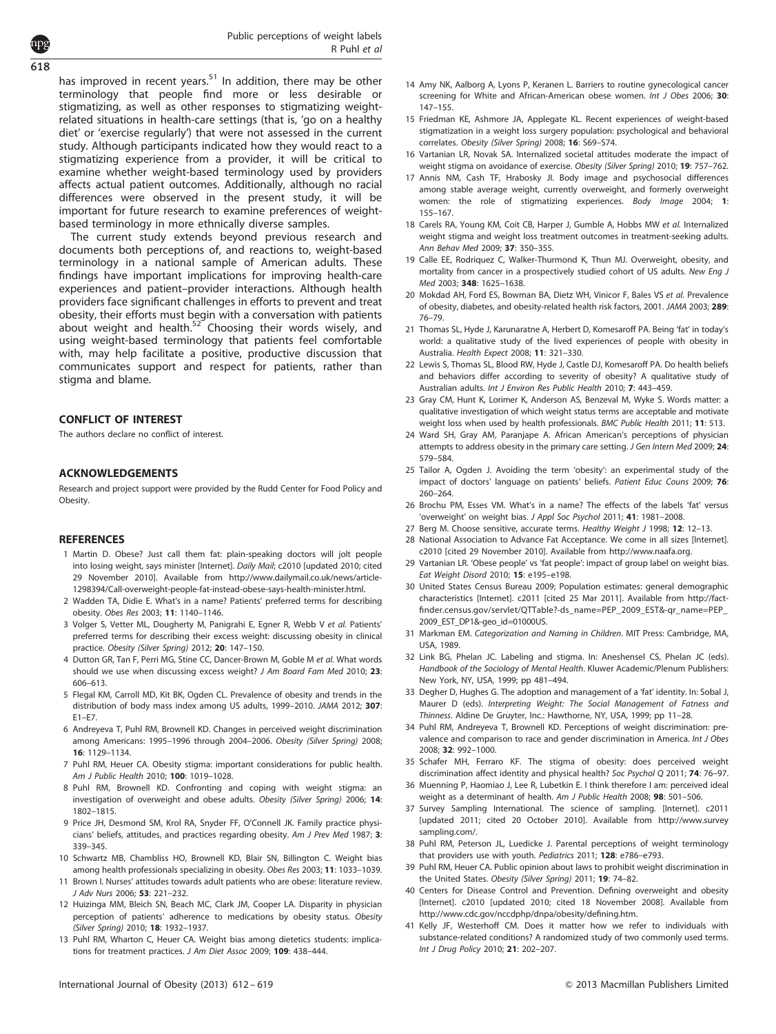has improved in recent years.[51] In addition, there may be other terminology that people find more or less desirable or stigmatizing, as well as other responses to stigmatizing weight-related situations in health-care settings (that is, 'go on a healthy diet' or 'exercise regularly') that were not assessed in the current study. Although participants indicated how they would react to a stigmatizing experience from a provider, it will be critical to examine whether weight-based terminology used by providers affects actual patient outcomes. Additionally, although no racial differences were observed in the present study, it will be important for future research to examine preferences of weight-based terminology in more ethnically diverse samples.

The current study extends beyond previous research and documents both perceptions of, and reactions to, weight-based terminology in a national sample of American adults. These findings have important implications for improving health-care experiences and patient–provider interactions. Although health providers face significant challenges in efforts to prevent and treat obesity, their efforts must begin with a conversation with patients about weight and health.[52] Choosing their words wisely, and using weight-based terminology that patients feel comfortable with, may help facilitate a positive, productive discussion that communicates support and respect for patients, rather than stigma and blame.

## CONFLICT OF INTEREST

The authors declare no conflict of interest.

## ACKNOWLEDGEMENTS

Research and project support were provided by the Rudd Center for Food Policy and Obesity.

## REFERENCES

1 Martin D. Obese? Just call them fat: plain-speaking doctors will jolt people into losing weight, says minister [Internet]. *Daily Mail*; c2010 [updated 2010; cited 29 November 2010]. Available from http://www.dailymail.co.uk/news/article-1298394/Call-overweight-people-fat-instead-obese-says-health-minister.html.

2 Wadden TA, Didie E. What's in a name? Patients' preferred terms for describing obesity. *Obes Res* 2003; **11**: 1140–1146.

3 Volger S, Vetter ML, Dougherty M, Panigrahi E, Egner R, Webb V *et al.* Patients' preferred terms for describing their excess weight: discussing obesity in clinical practice. *Obesity (Silver Spring)* 2012; **20**: 147–150.

4 Dutton GR, Tan F, Perri MG, Stine CC, Dancer-Brown M, Goble M *et al.* What words should we use when discussing excess weight? *J Am Board Fam Med* 2010; **23**: 606–613.

5 Flegal KM, Carroll MD, Kit BK, Ogden CL. Prevalence of obesity and trends in the distribution of body mass index among US adults, 1999–2010. *JAMA* 2012; **307**: E1–E7.

6 Andreyeva T, Puhl RM, Brownell KD. Changes in perceived weight discrimination among Americans: 1995–1996 through 2004–2006. *Obesity (Silver Spring)* 2008; **16**: 1129–1134.

7 Puhl RM, Heuer CA. Obesity stigma: important considerations for public health. *Am J Public Health* 2010; **100**: 1019–1028.

8 Puhl RM, Brownell KD. Confronting and coping with weight stigma: an investigation of overweight and obese adults. *Obesity (Silver Spring)* 2006; **14**: 1802–1815.

9 Price JH, Desmond SM, Krol RA, Snyder FF, O'Connell JK. Family practice physicians' beliefs, attitudes, and practices regarding obesity. *Am J Prev Med* 1987; **3**: 339–345.

10 Schwartz MB, Chambliss HO, Brownell KD, Blair SN, Billington C. Weight bias among health professionals specializing in obesity. *Obes Res* 2003; **11**: 1033–1039.

11 Brown I. Nurses' attitudes towards adult patients who are obese: literature review. *J Adv Nurs* 2006; **53**: 221–232.

12 Huizinga MM, Bleich SN, Beach MC, Clark JM, Cooper LA. Disparity in physician perception of patients' adherence to medications by obesity status. *Obesity (Silver Spring)* 2010; **18**: 1932–1937.

13 Puhl RM, Wharton C, Heuer CA. Weight bias among dietetics students: implications for treatment practices. *J Am Diet Assoc* 2009; **109**: 438–444.

14 Amy NK, Aalborg A, Lyons P, Keranen L. Barriers to routine gynecological cancer screening for White and African-American obese women. *Int J Obes* 2006; **30**: 147–155.

15 Friedman KE, Ashmore JA, Applegate KL. Recent experiences of weight-based stigmatization in a weight loss surgery population: psychological and behavioral correlates. *Obesity (Silver Spring)* 2008; **16**: S69–S74.

16 Vartanian LR, Novak SA. Internalized societal attitudes moderate the impact of weight stigma on avoidance of exercise. *Obesity (Silver Spring)* 2010; **19**: 757–762.

17 Annis NM, Cash TF, Hrabosky JI. Body image and psychosocial differences among stable average weight, currently overweight, and formerly overweight women: the role of stigmatizing experiences. *Body Image* 2004; **1**: 155–167.

18 Carels RA, Young KM, Coit CB, Harper J, Gumble A, Hobbs MW *et al.* Internalized weight stigma and weight loss treatment outcomes in treatment-seeking adults. *Ann Behav Med* 2009; **37**: 350–355.

19 Calle EE, Rodriquez C, Walker-Thurmond K, Thun MJ. Overweight, obesity, and mortality from cancer in a prospectively studied cohort of US adults. *New Eng J Med* 2003; **348**: 1625–1638.

20 Mokdad AH, Ford ES, Bowman BA, Dietz WH, Vinicor F, Bales VS *et al.* Prevalence of obesity, diabetes, and obesity-related health risk factors, 2001. *JAMA* 2003; **289**: 76–79.

21 Thomas SL, Hyde J, Karunaratne A, Herbert D, Komesaroff PA. Being 'fat' in today's world: a qualitative study of the lived experiences of people with obesity in Australia. *Health Expect* 2008; **11**: 321–330.

22 Lewis S, Thomas SL, Blood RW, Hyde J, Castle DJ, Komesaroff PA. Do health beliefs and behaviors differ according to severity of obesity? A qualitative study of Australian adults. *Int J Environ Res Public Health* 2010; **7**: 443–459.

23 Gray CM, Hunt K, Lorimer K, Anderson AS, Benzeval M, Wyke S. Words matter: a qualitative investigation of which weight status terms are acceptable and motivate weight loss when used by health professionals. *BMC Public Health* 2011; **11**: 513.

24 Ward SH, Gray AM, Paranjape A. African American's perceptions of physician attempts to address obesity in the primary care setting. *J Gen Intern Med* 2009; **24**: 579–584.

25 Tailor A, Ogden J. Avoiding the term 'obesity': an experimental study of the impact of doctors' language on patients' beliefs. *Patient Educ Couns* 2009; **76**: 260–264.

26 Brochu PM, Esses VM. What's in a name? The effects of the labels 'fat' versus 'overweight' on weight bias. *J Appl Soc Psychol* 2011; **41**: 1981–2008.

27 Berg M. Choose sensitive, accurate terms. *Healthy Weight J* 1998; **12**: 12–13.

28 National Association to Advance Fat Acceptance. We come in all sizes [Internet]. c2010 [cited 29 November 2010]. Available from http://www.naafa.org.

29 Vartanian LR. 'Obese people' vs 'fat people': impact of group label on weight bias. *Eat Weight Disord* 2010; **15**: e195–e198.

30 United States Census Bureau 2009; Population estimates: general demographic characteristics [Internet]. c2011 [cited 25 Mar 2011]. Available from http://factfinder.census.gov/servlet/QTTable?-ds_name=PEP_2009_EST&-qr_name=PEP_2009_EST_DP1&-geo_id=01000US.

31 Markman EM. *Categorization and Naming in Children*. MIT Press: Cambridge, MA, USA, 1989.

32 Link BG, Phelan JC. Labeling and stigma. In: Aneshensel CS, Phelan JC (eds). *Handbook of the Sociology of Mental Health*. Kluwer Academic/Plenum Publishers: New York, NY, USA, 1999; pp 481–494.

33 Degher D, Hughes G. The adoption and management of a 'fat' identity. In: Sobal J, Maurer D (eds). *Interpreting Weight: The Social Management of Fatness and Thinness*. Aldine De Gruyter, Inc.: Hawthorne, NY, USA, 1999; pp 11–28.

34 Puhl RM, Andreyeva T, Brownell KD. Perceptions of weight discrimination: prevalence and comparison to race and gender discrimination in America. *Int J Obes* 2008; **32**: 992–1000.

35 Schafer MH, Ferraro KF. The stigma of obesity: does perceived weight discrimination affect identity and physical health? *Soc Psychol Q* 2011; **74**: 76–97.

36 Muenning P, Haomiao J, Lee R, Lubetkin E. I think therefore I am: perceived ideal weight as a determinant of health. *Am J Public Health* 2008; **98**: 501–506.

37 Survey Sampling International. The science of sampling. [Internet]. c2011 [updated 2011; cited 20 October 2010]. Available from http://www.surveysampling.com/.

38 Puhl RM, Peterson JL, Luedicke J. Parental perceptions of weight terminology that providers use with youth. *Pediatrics* 2011; **128**: e786–e793.

39 Puhl RM, Heuer CA. Public opinion about laws to prohibit weight discrimination in the United States. *Obesity (Silver Spring)* 2011; **19**: 74–82.

40 Centers for Disease Control and Prevention. Defining overweight and obesity [Internet]. c2010 [updated 2010; cited 18 November 2008]. Available from http://www.cdc.gov/nccdphp/dnpa/obesity/defining.htm.

41 Kelly JF, Westerhoff CM. Does it matter how we refer to individuals with substance-related conditions? A randomized study of two commonly used terms. *Int J Drug Policy* 2010; **21**: 202–207.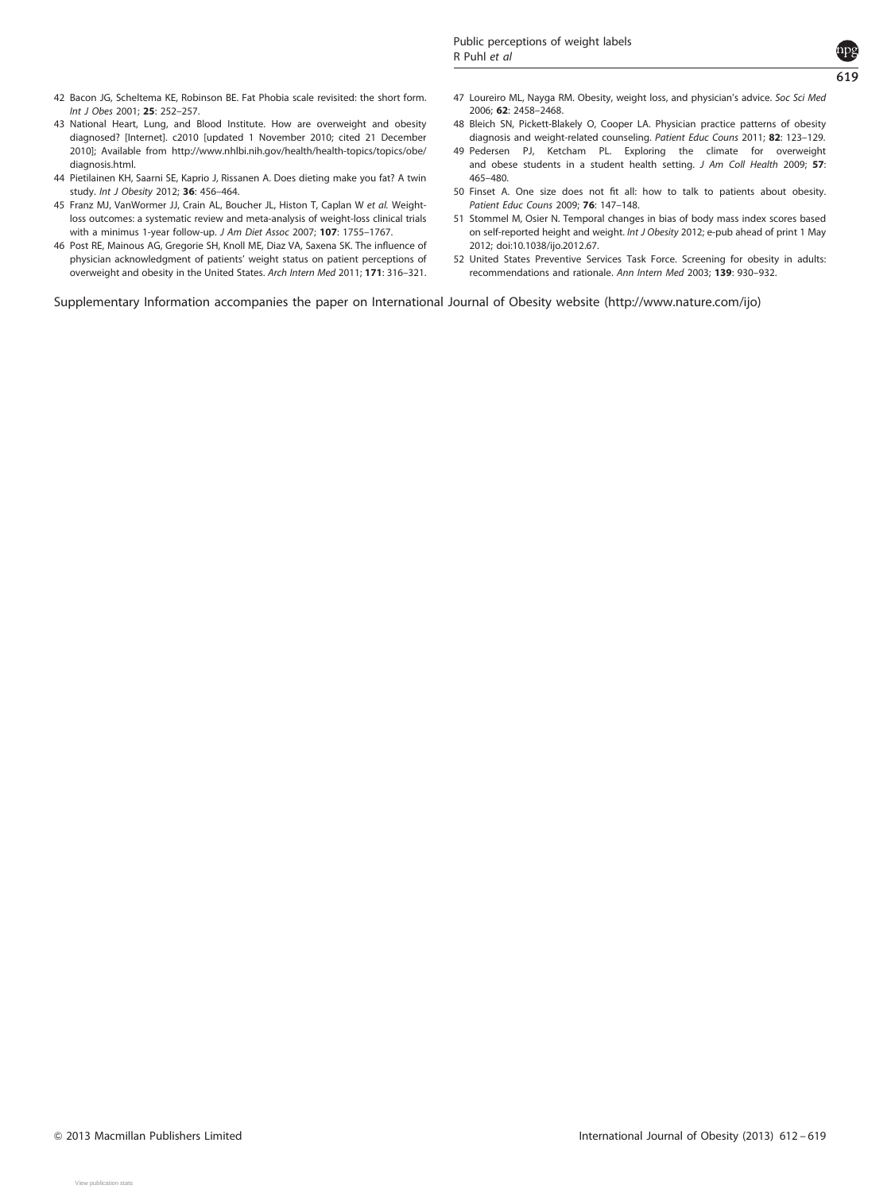42 Bacon JG, Scheltema KE, Robinson BE. Fat Phobia scale revisited: the short form. *Int J Obes* 2001; **25**: 252–257.

43 National Heart, Lung, and Blood Institute. How are overweight and obesity diagnosed? [Internet]. c2010 [updated 1 November 2010; cited 21 December 2010]; Available from http://www.nhlbi.nih.gov/health/health-topics/topics/obe/diagnosis.html.

44 Pietilainen KH, Saarni SE, Kaprio J, Rissanen A. Does dieting make you fat? A twin study. *Int J Obesity* 2012; **36**: 456–464.

45 Franz MJ, VanWormer JJ, Crain AL, Boucher JL, Histon T, Caplan W *et al.* Weight-loss outcomes: a systematic review and meta-analysis of weight-loss clinical trials with a minimus 1-year follow-up. *J Am Diet Assoc* 2007; **107**: 1755–1767.

46 Post RE, Mainous AG, Gregorie SH, Knoll ME, Diaz VA, Saxena SK. The influence of physician acknowledgment of patients' weight status on patient perceptions of overweight and obesity in the United States. *Arch Intern Med* 2011; **171**: 316–321.

47 Loureiro ML, Nayga RM. Obesity, weight loss, and physician's advice. *Soc Sci Med* 2006; **62**: 2458–2468.

48 Bleich SN, Pickett-Blakely O, Cooper LA. Physician practice patterns of obesity diagnosis and weight-related counseling. *Patient Educ Couns* 2011; **82**: 123–129.

49 Pedersen PJ, Ketcham PL. Exploring the climate for overweight and obese students in a student health setting. *J Am Coll Health* 2009; **57**: 465–480.

50 Finset A. One size does not fit all: how to talk to patients about obesity. *Patient Educ Couns* 2009; **76**: 147–148.

51 Stommel M, Osier N. Temporal changes in bias of body mass index scores based on self-reported height and weight. *Int J Obesity* 2012; e-pub ahead of print 1 May 2012; doi:10.1038/ijo.2012.67.

52 United States Preventive Services Task Force. Screening for obesity in adults: recommendations and rationale. *Ann Intern Med* 2003; **139**: 930–932.

Supplementary Information accompanies the paper on International Journal of Obesity website (http://www.nature.com/ijo)